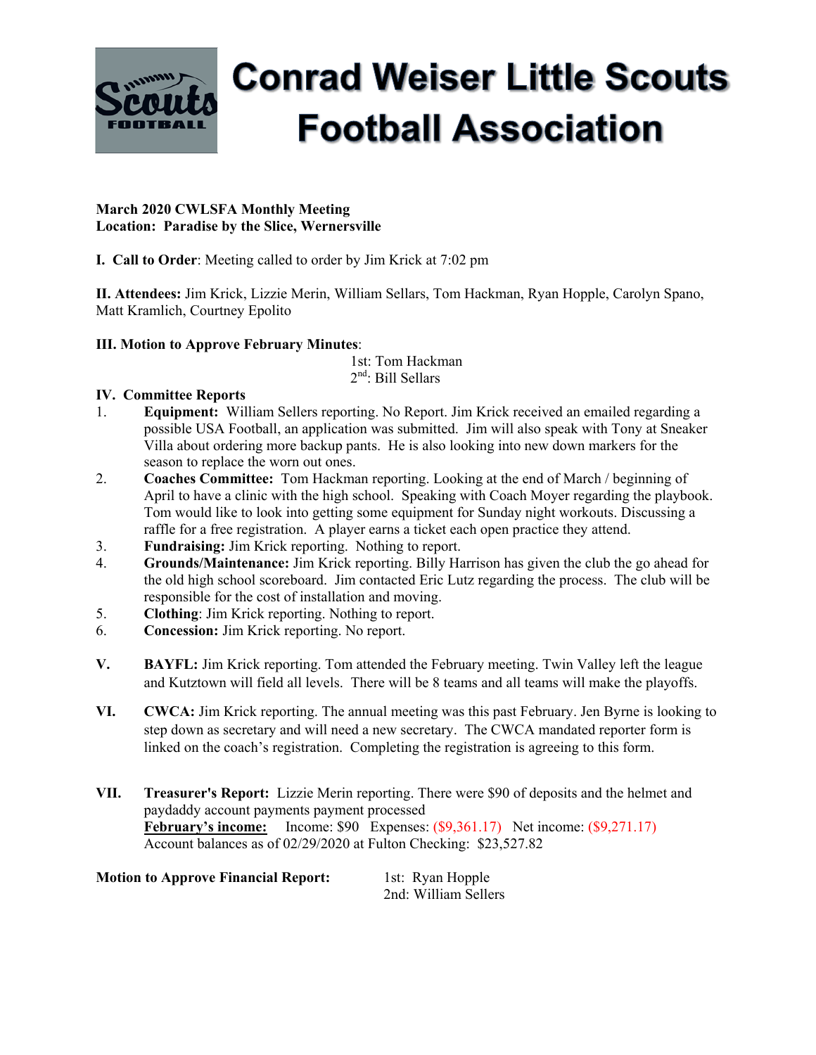# Conrad Weiser Little Scouts Football Association

**March 2020 CWLSFA Monthly Meeting**
**Location: Paradise by the Slice, Wernersville**

**I. Call to Order**: Meeting called to order by Jim Krick at 7:02 pm

**II. Attendees:** Jim Krick, Lizzie Merin, William Sellars, Tom Hackman, Ryan Hopple, Carolyn Spano, Matt Kramlich, Courtney Epolito

**III. Motion to Approve February Minutes**:

1st: Tom Hackman
2nd: Bill Sellars

**IV. Committee Reports**

1. **Equipment:** William Sellers reporting. No Report. Jim Krick received an emailed regarding a possible USA Football, an application was submitted. Jim will also speak with Tony at Sneaker Villa about ordering more backup pants. He is also looking into new down markers for the season to replace the worn out ones.
2. **Coaches Committee:** Tom Hackman reporting. Looking at the end of March / beginning of April to have a clinic with the high school. Speaking with Coach Moyer regarding the playbook. Tom would like to look into getting some equipment for Sunday night workouts. Discussing a raffle for a free registration. A player earns a ticket each open practice they attend.
3. **Fundraising:** Jim Krick reporting. Nothing to report.
4. **Grounds/Maintenance:** Jim Krick reporting. Billy Harrison has given the club the go ahead for the old high school scoreboard. Jim contacted Eric Lutz regarding the process. The club will be responsible for the cost of installation and moving.
5. **Clothing**: Jim Krick reporting. Nothing to report.
6. **Concession:** Jim Krick reporting. No report.

**V. BAYFL:** Jim Krick reporting. Tom attended the February meeting. Twin Valley left the league and Kutztown will field all levels. There will be 8 teams and all teams will make the playoffs.

**VI. CWCA:** Jim Krick reporting. The annual meeting was this past February. Jen Byrne is looking to step down as secretary and will need a new secretary. The CWCA mandated reporter form is linked on the coach's registration. Completing the registration is agreeing to this form.

**VII. Treasurer's Report:** Lizzie Merin reporting. There were $90 of deposits and the helmet and paydaddy account payments payment processed

**February's income:** Income: $90 Expenses: ($9,361.17) Net income: ($9,271.17)
Account balances as of 02/29/2020 at Fulton Checking: $23,527.82

**Motion to Approve Financial Report:**

1st: Ryan Hopple
2nd: William Sellers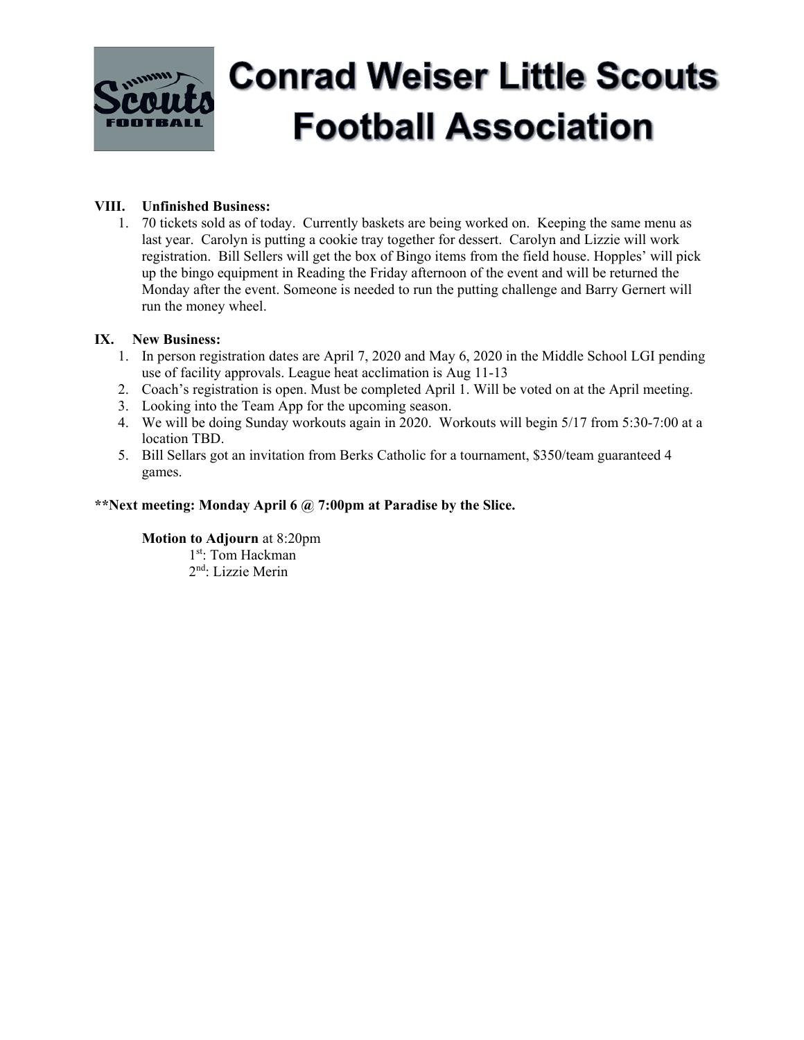# Conrad Weiser Little Scouts Football Association

**VIII. Unfinished Business:**

1. 70 tickets sold as of today. Currently baskets are being worked on. Keeping the same menu as last year. Carolyn is putting a cookie tray together for dessert. Carolyn and Lizzie will work registration. Bill Sellers will get the box of Bingo items from the field house. Hopples' will pick up the bingo equipment in Reading the Friday afternoon of the event and will be returned the Monday after the event. Someone is needed to run the putting challenge and Barry Gernert will run the money wheel.

**IX. New Business:**

1. In person registration dates are April 7, 2020 and May 6, 2020 in the Middle School LGI pending use of facility approvals. League heat acclimation is Aug 11-13
2. Coach's registration is open. Must be completed April 1. Will be voted on at the April meeting.
3. Looking into the Team App for the upcoming season.
4. We will be doing Sunday workouts again in 2020. Workouts will begin 5/17 from 5:30-7:00 at a location TBD.
5. Bill Sellars got an invitation from Berks Catholic for a tournament, $350/team guaranteed 4 games.

**\*\*Next meeting: Monday April 6 @ 7:00pm at Paradise by the Slice.**

**Motion to Adjourn** at 8:20pm

1st: Tom Hackman

2nd: Lizzie Merin